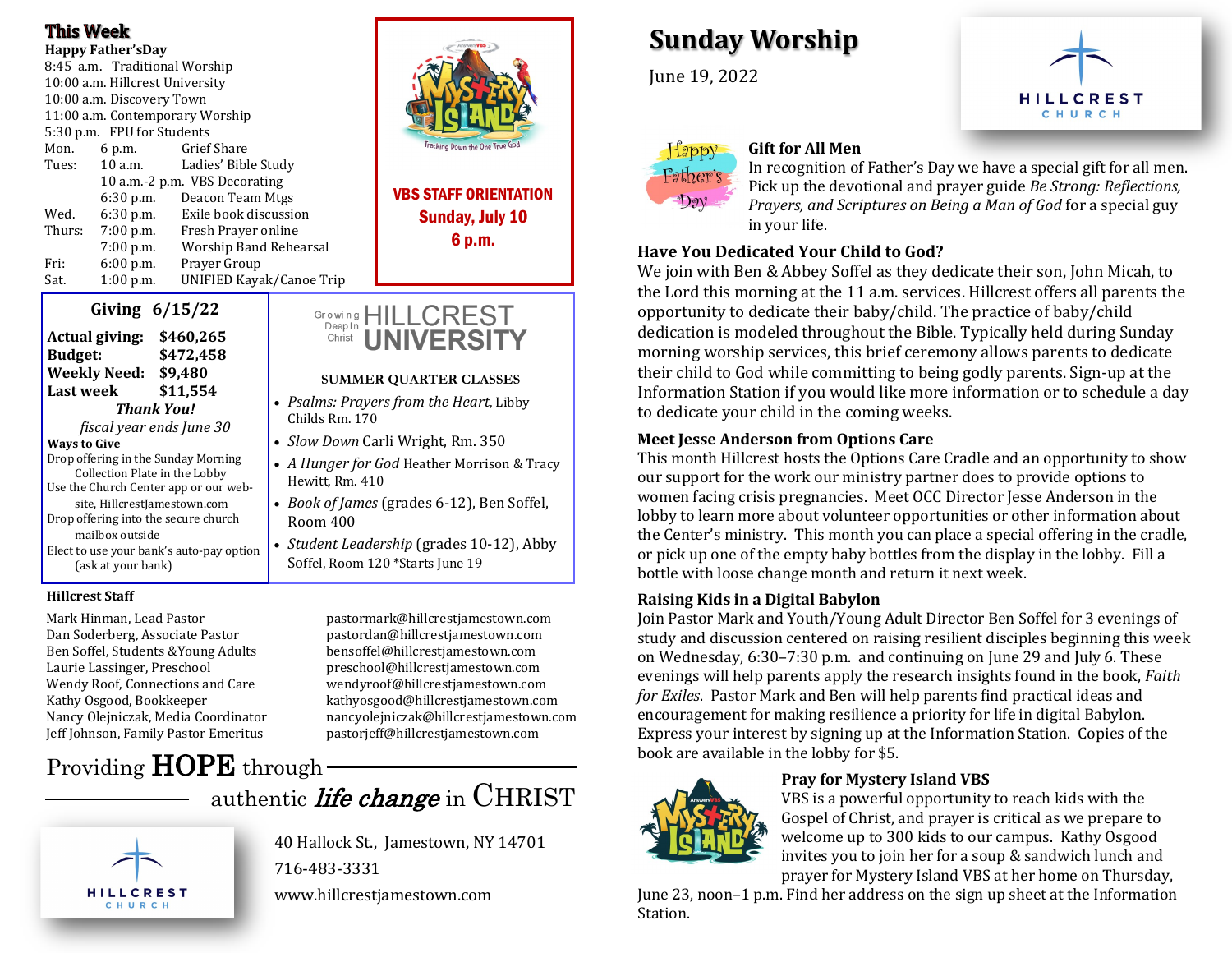## This Week

**Happy Father'sDay**

8:45 a.m. Traditional Worship
10:00 a.m. Hillcrest University
10:00 a.m. Discovery Town
11:00 a.m. Contemporary Worship
5:30 p.m. FPU for Students

| | | |
|---|---|---|
| Mon. | 6 p.m. | Grief Share |
| Tues: | 10 a.m. | Ladies' Bible Study |
| | 10 a.m.-2 p.m. | VBS Decorating |
| | 6:30 p.m. | Deacon Team Mtgs |
| Wed. | 6:30 p.m. | Exile book discussion |
| Thurs: | 7:00 p.m. | Fresh Prayer online |
| | 7:00 p.m. | Worship Band Rehearsal |
| Fri: | 6:00 p.m. | Prayer Group |
| Sat. | 1:00 p.m. | UNIFIED Kayak/Canoe Trip |

Mystery Island — Tracking Down the One True God

**VBS STAFF ORIENTATION**
**Sunday, July 10**
**6 p.m.**

### Giving 6/15/22

| | |
|---|---|
| **Actual giving:** | **$460,265** |
| **Budget:** | **$472,458** |
| **Weekly Need:** | **$9,480** |
| **Last week** | **$11,554** |

***Thank You!***

*fiscal year ends June 30*

**Ways to Give**

- Drop offering in the Sunday Morning Collection Plate in the Lobby
- Use the Church Center app or our web-site, HillcrestJamestown.com
- Drop offering into the secure church mailbox outside
- Elect to use your bank's auto-pay option (ask at your bank)

### Growing Deep In Christ — HILLCREST UNIVERSITY

**SUMMER QUARTER CLASSES**

- *Psalms: Prayers from the Heart*, Libby Childs Rm. 170
- *Slow Down* Carli Wright, Rm. 350
- *A Hunger for God* Heather Morrison & Tracy Hewitt, Rm. 410
- *Book of James* (grades 6-12), Ben Soffel, Room 400
- *Student Leadership* (grades 10-12), Abby Soffel, Room 120 *Starts June 19

### Hillcrest Staff

| | |
|---|---|
| Mark Hinman, Lead Pastor | pastormark@hillcrestjamestown.com |
| Dan Soderberg, Associate Pastor | pastordan@hillcrestjamestown.com |
| Ben Soffel, Students &Young Adults | bensoffel@hillcrestjamestown.com |
| Laurie Lassinger, Preschool | preschool@hillcrestjamestown.com |
| Wendy Roof, Connections and Care | wendyroof@hillcrestjamestown.com |
| Kathy Osgood, Bookkeeper | kathyosgood@hillcrestjamestown.com |
| Nancy Olejniczak, Media Coordinator | nancyolejniczak@hillcrestjamestown.com |
| Jeff Johnson, Family Pastor Emeritus | pastorjeff@hillcrestjamestown.com |

Providing **HOPE** through authentic *life change* in CHRIST

HILLCREST CHURCH

40 Hallock St., Jamestown, NY 14701
716-483-3331
www.hillcrestjamestown.com

# Sunday Worship

June 19, 2022

HILLCREST CHURCH

Happy Father's Day

### Gift for All Men

In recognition of Father's Day we have a special gift for all men. Pick up the devotional and prayer guide *Be Strong: Reflections, Prayers, and Scriptures on Being a Man of God* for a special guy in your life.

### Have You Dedicated Your Child to God?

We join with Ben & Abbey Soffel as they dedicate their son, John Micah, to the Lord this morning at the 11 a.m. services. Hillcrest offers all parents the opportunity to dedicate their baby/child. The practice of baby/child dedication is modeled throughout the Bible. Typically held during Sunday morning worship services, this brief ceremony allows parents to dedicate their child to God while committing to being godly parents. Sign-up at the Information Station if you would like more information or to schedule a day to dedicate your child in the coming weeks.

### Meet Jesse Anderson from Options Care

This month Hillcrest hosts the Options Care Cradle and an opportunity to show our support for the work our ministry partner does to provide options to women facing crisis pregnancies. Meet OCC Director Jesse Anderson in the lobby to learn more about volunteer opportunities or other information about the Center's ministry. This month you can place a special offering in the cradle, or pick up one of the empty baby bottles from the display in the lobby. Fill a bottle with loose change month and return it next week.

### Raising Kids in a Digital Babylon

Join Pastor Mark and Youth/Young Adult Director Ben Soffel for 3 evenings of study and discussion centered on raising resilient disciples beginning this week on Wednesday, 6:30–7:30 p.m. and continuing on June 29 and July 6. These evenings will help parents apply the research insights found in the book, *Faith for Exiles*. Pastor Mark and Ben will help parents find practical ideas and encouragement for making resilience a priority for life in digital Babylon. Express your interest by signing up at the Information Station. Copies of the book are available in the lobby for $5.

### Pray for Mystery Island VBS

VBS is a powerful opportunity to reach kids with the Gospel of Christ, and prayer is critical as we prepare to welcome up to 300 kids to our campus. Kathy Osgood invites you to join her for a soup & sandwich lunch and prayer for Mystery Island VBS at her home on Thursday, June 23, noon–1 p.m. Find her address on the sign up sheet at the Information Station.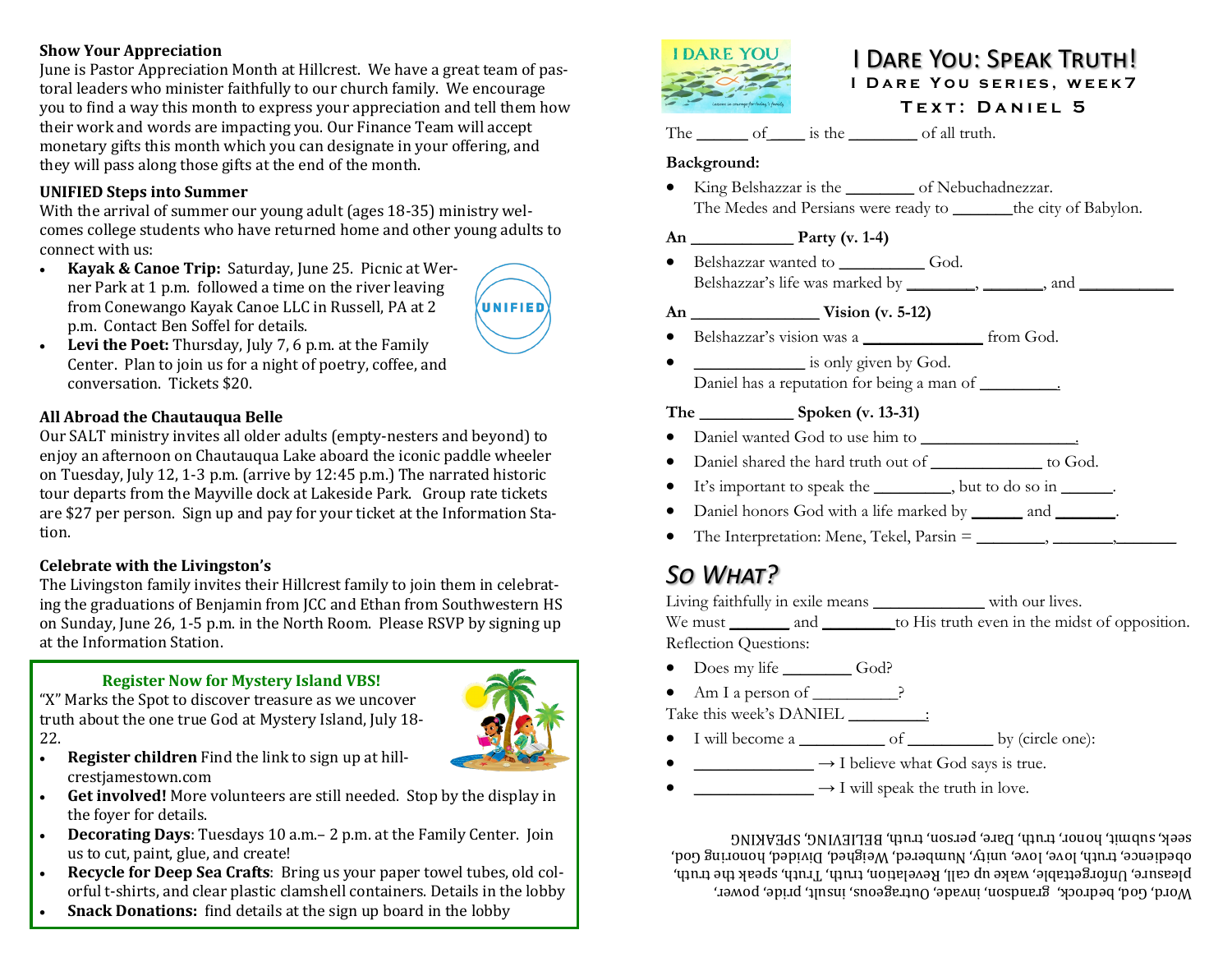**Show Your Appreciation**

June is Pastor Appreciation Month at Hillcrest. We have a great team of pastoral leaders who minister faithfully to our church family. We encourage you to find a way this month to express your appreciation and tell them how their work and words are impacting you. Our Finance Team will accept monetary gifts this month which you can designate in your offering, and they will pass along those gifts at the end of the month.

**UNIFIED Steps into Summer**

With the arrival of summer our young adult (ages 18-35) ministry welcomes college students who have returned home and other young adults to connect with us:

- **Kayak & Canoe Trip:** Saturday, June 25. Picnic at Werner Park at 1 p.m. followed a time on the river leaving from Conewango Kayak Canoe LLC in Russell, PA at 2 p.m. Contact Ben Soffel for details.
- **Levi the Poet:** Thursday, July 7, 6 p.m. at the Family Center. Plan to join us for a night of poetry, coffee, and conversation. Tickets $20.

UNIFIED

**All Abroad the Chautauqua Belle**

Our SALT ministry invites all older adults (empty-nesters and beyond) to enjoy an afternoon on Chautauqua Lake aboard the iconic paddle wheeler on Tuesday, July 12, 1-3 p.m. (arrive by 12:45 p.m.) The narrated historic tour departs from the Mayville dock at Lakeside Park. Group rate tickets are $27 per person. Sign up and pay for your ticket at the Information Station.

**Celebrate with the Livingston's**

The Livingston family invites their Hillcrest family to join them in celebrating the graduations of Benjamin from JCC and Ethan from Southwestern HS on Sunday, June 26, 1-5 p.m. in the North Room. Please RSVP by signing up at the Information Station.

**Register Now for Mystery Island VBS!**

"X" Marks the Spot to discover treasure as we uncover truth about the one true God at Mystery Island, July 18-22.

- **Register children** Find the link to sign up at hillcrestjamestown.com
- **Get involved!** More volunteers are still needed. Stop by the display in the foyer for details.
- **Decorating Days**: Tuesdays 10 a.m.– 2 p.m. at the Family Center. Join us to cut, paint, glue, and create!
- **Recycle for Deep Sea Crafts**: Bring us your paper towel tubes, old colorful t-shirts, and clear plastic clamshell containers. Details in the lobby
- **Snack Donations:** find details at the sign up board in the lobby

I DARE YOU

# I Dare You: Speak Truth!

## I Dare You series, week7

## Text: Daniel 5

The ______ of____ is the ________ of all truth.

**Background:**

- King Belshazzar is the ________ of Nebuchadnezzar.
  The Medes and Persians were ready to _______the city of Babylon.

**An ____________ Party (v. 1-4)**

- Belshazzar wanted to __________ God.
  Belshazzar's life was marked by ________, _______, and ___________

**An _______________ Vision (v. 5-12)**

- Belshazzar's vision was a ______________ from God.
- _____________ is only given by God.
  Daniel has a reputation for being a man of _________.

**The ___________ Spoken (v. 13-31)**

- Daniel wanted God to use him to __________________.
- Daniel shared the hard truth out of _____________ to God.
- It's important to speak the _________, but to do so in ______.
- Daniel honors God with a life marked by ______ and _______.
- The Interpretation: Mene, Tekel, Parsin = ________, _______,_______

## *So What?*

Living faithfully in exile means _____________ with our lives.
We must _______ and _________to His truth even in the midst of opposition.
Reflection Questions:

- Does my life ________ God?
- Am I a person of __________?

Take this week's DANIEL _________:

- I will become a __________ of __________ by (circle one):
- ______________ → I believe what God says is true.
- ______________ → I will speak the truth in love.

Word, God, bedrock, grandson, invade, Outrageous, insult, pride, power, pleasure, Unforgettable, wake up call, Revelation, truth, Truth, speak the truth, obedience, truth, love, love, unity, Numbered, Weighed, Divided, honoring God, seek, submit, honor, truth, Dare, person, truth, BELIEVING, SPEAKING